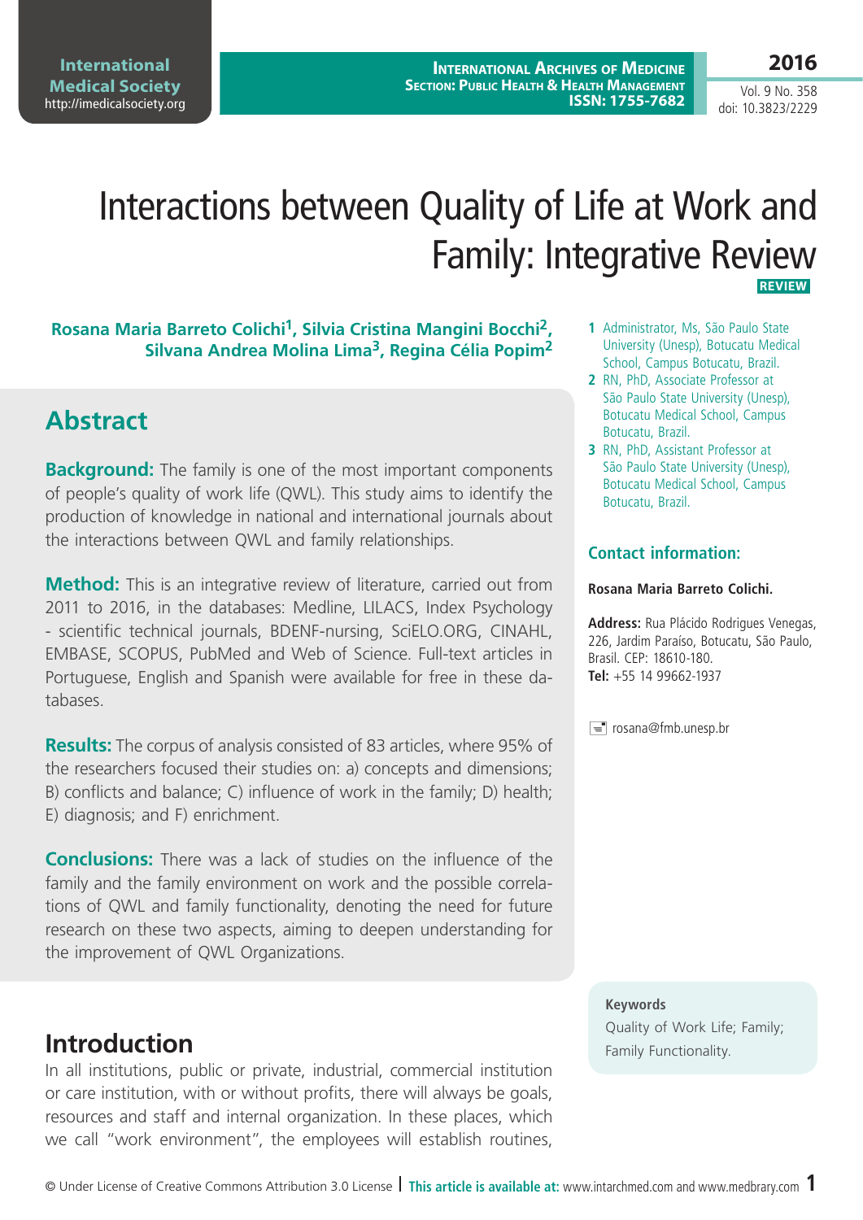# Interactions between Quality of Life at Work and Family: Integrative Review

REVIEW

**Rosana Maria Barreto Colichi[1], Silvia Cristina Mangini Bocchi[2], Silvana Andrea Molina Lima[3], Regina Célia Popim[2]**

1 Administrator, Ms, São Paulo State University (Unesp), Botucatu Medical School, Campus Botucatu, Brazil.

2 RN, PhD, Associate Professor at São Paulo State University (Unesp), Botucatu Medical School, Campus Botucatu, Brazil.

3 RN, PhD, Assistant Professor at São Paulo State University (Unesp), Botucatu Medical School, Campus Botucatu, Brazil.

### Contact information:

**Rosana Maria Barreto Colichi.**

**Address:** Rua Plácido Rodrigues Venegas, 226, Jardim Paraíso, Botucatu, São Paulo, Brasil. CEP: 18610-180.
**Tel:** +55 14 99662-1937

rosana@fmb.unesp.br

## Abstract

**Background:** The family is one of the most important components of people's quality of work life (QWL). This study aims to identify the production of knowledge in national and international journals about the interactions between QWL and family relationships.

**Method:** This is an integrative review of literature, carried out from 2011 to 2016, in the databases: Medline, LILACS, Index Psychology - scientific technical journals, BDENF-nursing, SciELO.ORG, CINAHL, EMBASE, SCOPUS, PubMed and Web of Science. Full-text articles in Portuguese, English and Spanish were available for free in these databases.

**Results:** The corpus of analysis consisted of 83 articles, where 95% of the researchers focused their studies on: a) concepts and dimensions; B) conflicts and balance; C) influence of work in the family; D) health; E) diagnosis; and F) enrichment.

**Conclusions:** There was a lack of studies on the influence of the family and the family environment on work and the possible correlations of QWL and family functionality, denoting the need for future research on these two aspects, aiming to deepen understanding for the improvement of QWL Organizations.

**Keywords**
Quality of Work Life; Family; Family Functionality.

## Introduction

In all institutions, public or private, industrial, commercial institution or care institution, with or without profits, there will always be goals, resources and staff and internal organization. In these places, which we call "work environment", the employees will establish routines,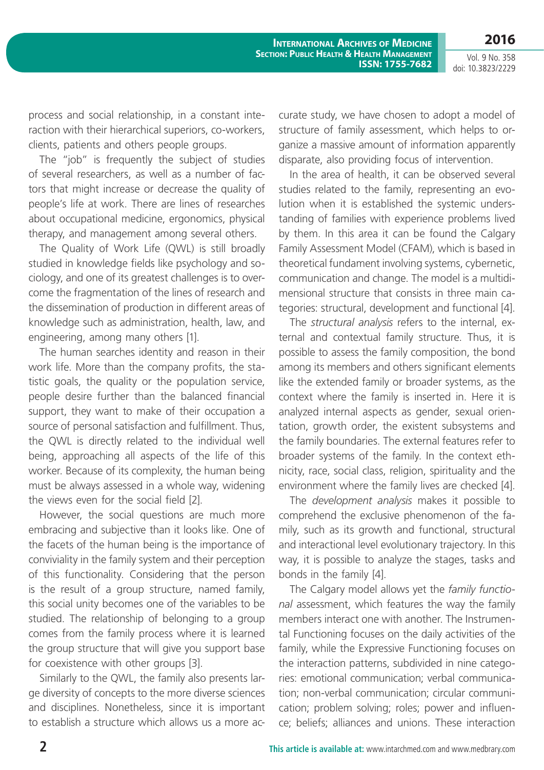process and social relationship, in a constant interaction with their hierarchical superiors, co-workers, clients, patients and others people groups.

The "job" is frequently the subject of studies of several researchers, as well as a number of factors that might increase or decrease the quality of people's life at work. There are lines of researches about occupational medicine, ergonomics, physical therapy, and management among several others.

The Quality of Work Life (QWL) is still broadly studied in knowledge fields like psychology and sociology, and one of its greatest challenges is to overcome the fragmentation of the lines of research and the dissemination of production in different areas of knowledge such as administration, health, law, and engineering, among many others [1].

The human searches identity and reason in their work life. More than the company profits, the statistic goals, the quality or the population service, people desire further than the balanced financial support, they want to make of their occupation a source of personal satisfaction and fulfillment. Thus, the QWL is directly related to the individual well being, approaching all aspects of the life of this worker. Because of its complexity, the human being must be always assessed in a whole way, widening the views even for the social field [2].

However, the social questions are much more embracing and subjective than it looks like. One of the facets of the human being is the importance of conviviality in the family system and their perception of this functionality. Considering that the person is the result of a group structure, named family, this social unity becomes one of the variables to be studied. The relationship of belonging to a group comes from the family process where it is learned the group structure that will give you support base for coexistence with other groups [3].

Similarly to the QWL, the family also presents large diversity of concepts to the more diverse sciences and disciplines. Nonetheless, since it is important to establish a structure which allows us a more accurate study, we have chosen to adopt a model of structure of family assessment, which helps to organize a massive amount of information apparently disparate, also providing focus of intervention.

In the area of health, it can be observed several studies related to the family, representing an evolution when it is established the systemic understanding of families with experience problems lived by them. In this area it can be found the Calgary Family Assessment Model (CFAM), which is based in theoretical fundament involving systems, cybernetic, communication and change. The model is a multidimensional structure that consists in three main categories: structural, development and functional [4].

The *structural analysis* refers to the internal, external and contextual family structure. Thus, it is possible to assess the family composition, the bond among its members and others significant elements like the extended family or broader systems, as the context where the family is inserted in. Here it is analyzed internal aspects as gender, sexual orientation, growth order, the existent subsystems and the family boundaries. The external features refer to broader systems of the family. In the context ethnicity, race, social class, religion, spirituality and the environment where the family lives are checked [4].

The *development analysis* makes it possible to comprehend the exclusive phenomenon of the family, such as its growth and functional, structural and interactional level evolutionary trajectory. In this way, it is possible to analyze the stages, tasks and bonds in the family [4].

The Calgary model allows yet the *family functional* assessment, which features the way the family members interact one with another. The Instrumental Functioning focuses on the daily activities of the family, while the Expressive Functioning focuses on the interaction patterns, subdivided in nine categories: emotional communication; verbal communication; non-verbal communication; circular communication; problem solving; roles; power and influence; beliefs; alliances and unions. These interaction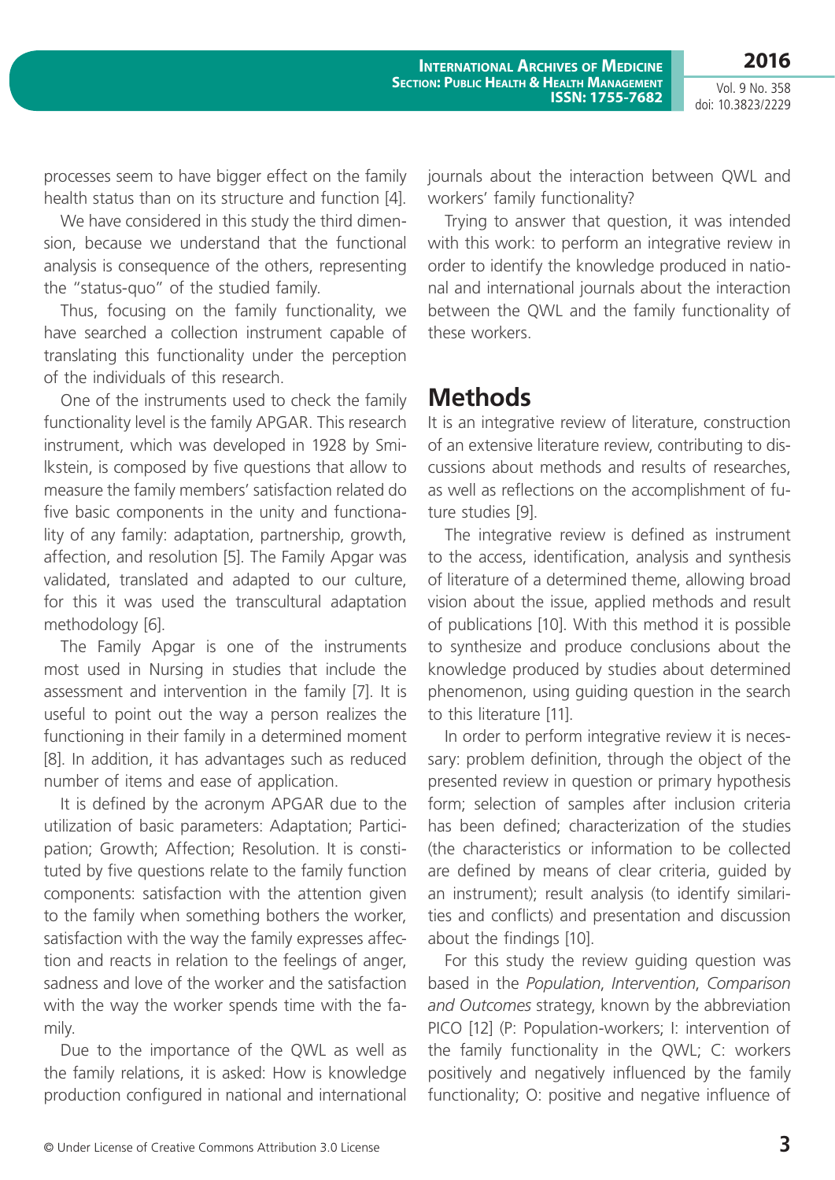processes seem to have bigger effect on the family health status than on its structure and function [4].

We have considered in this study the third dimension, because we understand that the functional analysis is consequence of the others, representing the "status-quo" of the studied family.

Thus, focusing on the family functionality, we have searched a collection instrument capable of translating this functionality under the perception of the individuals of this research.

One of the instruments used to check the family functionality level is the family APGAR. This research instrument, which was developed in 1928 by Smilkstein, is composed by five questions that allow to measure the family members' satisfaction related do five basic components in the unity and functionality of any family: adaptation, partnership, growth, affection, and resolution [5]. The Family Apgar was validated, translated and adapted to our culture, for this it was used the transcultural adaptation methodology [6].

The Family Apgar is one of the instruments most used in Nursing in studies that include the assessment and intervention in the family [7]. It is useful to point out the way a person realizes the functioning in their family in a determined moment [8]. In addition, it has advantages such as reduced number of items and ease of application.

It is defined by the acronym APGAR due to the utilization of basic parameters: Adaptation; Participation; Growth; Affection; Resolution. It is constituted by five questions relate to the family function components: satisfaction with the attention given to the family when something bothers the worker, satisfaction with the way the family expresses affection and reacts in relation to the feelings of anger, sadness and love of the worker and the satisfaction with the way the worker spends time with the family.

Due to the importance of the QWL as well as the family relations, it is asked: How is knowledge production configured in national and international journals about the interaction between QWL and workers' family functionality?

Trying to answer that question, it was intended with this work: to perform an integrative review in order to identify the knowledge produced in national and international journals about the interaction between the QWL and the family functionality of these workers.

## Methods

It is an integrative review of literature, construction of an extensive literature review, contributing to discussions about methods and results of researches, as well as reflections on the accomplishment of future studies [9].

The integrative review is defined as instrument to the access, identification, analysis and synthesis of literature of a determined theme, allowing broad vision about the issue, applied methods and result of publications [10]. With this method it is possible to synthesize and produce conclusions about the knowledge produced by studies about determined phenomenon, using guiding question in the search to this literature [11].

In order to perform integrative review it is necessary: problem definition, through the object of the presented review in question or primary hypothesis form; selection of samples after inclusion criteria has been defined; characterization of the studies (the characteristics or information to be collected are defined by means of clear criteria, guided by an instrument); result analysis (to identify similarities and conflicts) and presentation and discussion about the findings [10].

For this study the review guiding question was based in the *Population*, *Intervention*, *Comparison and Outcomes* strategy, known by the abbreviation PICO [12] (P: Population-workers; I: intervention of the family functionality in the QWL; C: workers positively and negatively influenced by the family functionality; O: positive and negative influence of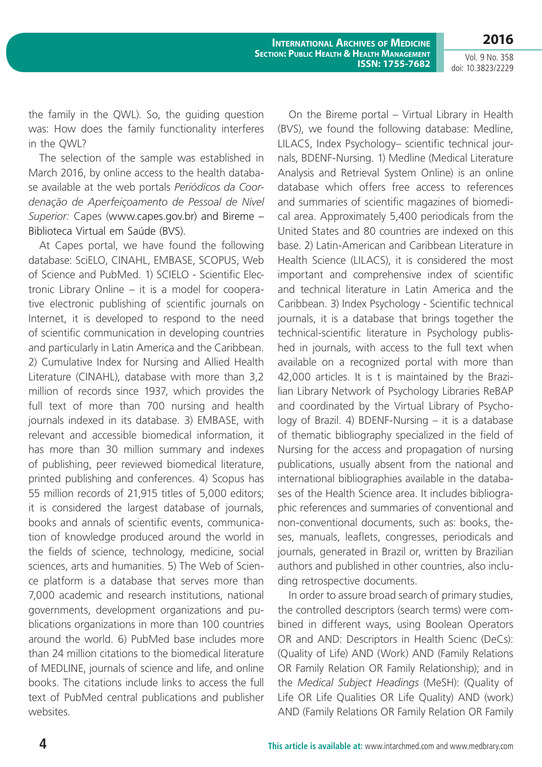the family in the QWL). So, the guiding question was: How does the family functionality interferes in the QWL?

The selection of the sample was established in March 2016, by online access to the health database available at the web portals *Periódicos da Coordenação de Aperfeiçoamento de Pessoal de Nível Superior:* Capes (www.capes.gov.br) and Bireme – Biblioteca Virtual em Saúde (BVS).

At Capes portal, we have found the following database: SciELO, CINAHL, EMBASE, SCOPUS, Web of Science and PubMed. 1) SCIELO - Scientific Electronic Library Online – it is a model for cooperative electronic publishing of scientific journals on Internet, it is developed to respond to the need of scientific communication in developing countries and particularly in Latin America and the Caribbean. 2) Cumulative Index for Nursing and Allied Health Literature (CINAHL), database with more than 3,2 million of records since 1937, which provides the full text of more than 700 nursing and health journals indexed in its database. 3) EMBASE, with relevant and accessible biomedical information, it has more than 30 million summary and indexes of publishing, peer reviewed biomedical literature, printed publishing and conferences. 4) Scopus has 55 million records of 21,915 titles of 5,000 editors; it is considered the largest database of journals, books and annals of scientific events, communication of knowledge produced around the world in the fields of science, technology, medicine, social sciences, arts and humanities. 5) The Web of Science platform is a database that serves more than 7,000 academic and research institutions, national governments, development organizations and publications organizations in more than 100 countries around the world. 6) PubMed base includes more than 24 million citations to the biomedical literature of MEDLINE, journals of science and life, and online books. The citations include links to access the full text of PubMed central publications and publisher websites.

On the Bireme portal – Virtual Library in Health (BVS), we found the following database: Medline, LILACS, Index Psychology– scientific technical journals, BDENF-Nursing. 1) Medline (Medical Literature Analysis and Retrieval System Online) is an online database which offers free access to references and summaries of scientific magazines of biomedical area. Approximately 5,400 periodicals from the United States and 80 countries are indexed on this base. 2) Latin-American and Caribbean Literature in Health Science (LILACS), it is considered the most important and comprehensive index of scientific and technical literature in Latin America and the Caribbean. 3) Index Psychology - Scientific technical journals, it is a database that brings together the technical-scientific literature in Psychology published in journals, with access to the full text when available on a recognized portal with more than 42,000 articles. It is t is maintained by the Brazilian Library Network of Psychology Libraries ReBAP and coordinated by the Virtual Library of Psychology of Brazil. 4) BDENF-Nursing – it is a database of thematic bibliography specialized in the field of Nursing for the access and propagation of nursing publications, usually absent from the national and international bibliographies available in the databases of the Health Science area. It includes bibliographic references and summaries of conventional and non-conventional documents, such as: books, theses, manuals, leaflets, congresses, periodicals and journals, generated in Brazil or, written by Brazilian authors and published in other countries, also including retrospective documents.

In order to assure broad search of primary studies, the controlled descriptors (search terms) were combined in different ways, using Boolean Operators OR and AND: Descriptors in Health Scienc (DeCs): (Quality of Life) AND (Work) AND (Family Relations OR Family Relation OR Family Relationship); and in the *Medical Subject Headings* (MeSH): (Quality of Life OR Life Qualities OR Life Quality) AND (work) AND (Family Relations OR Family Relation OR Family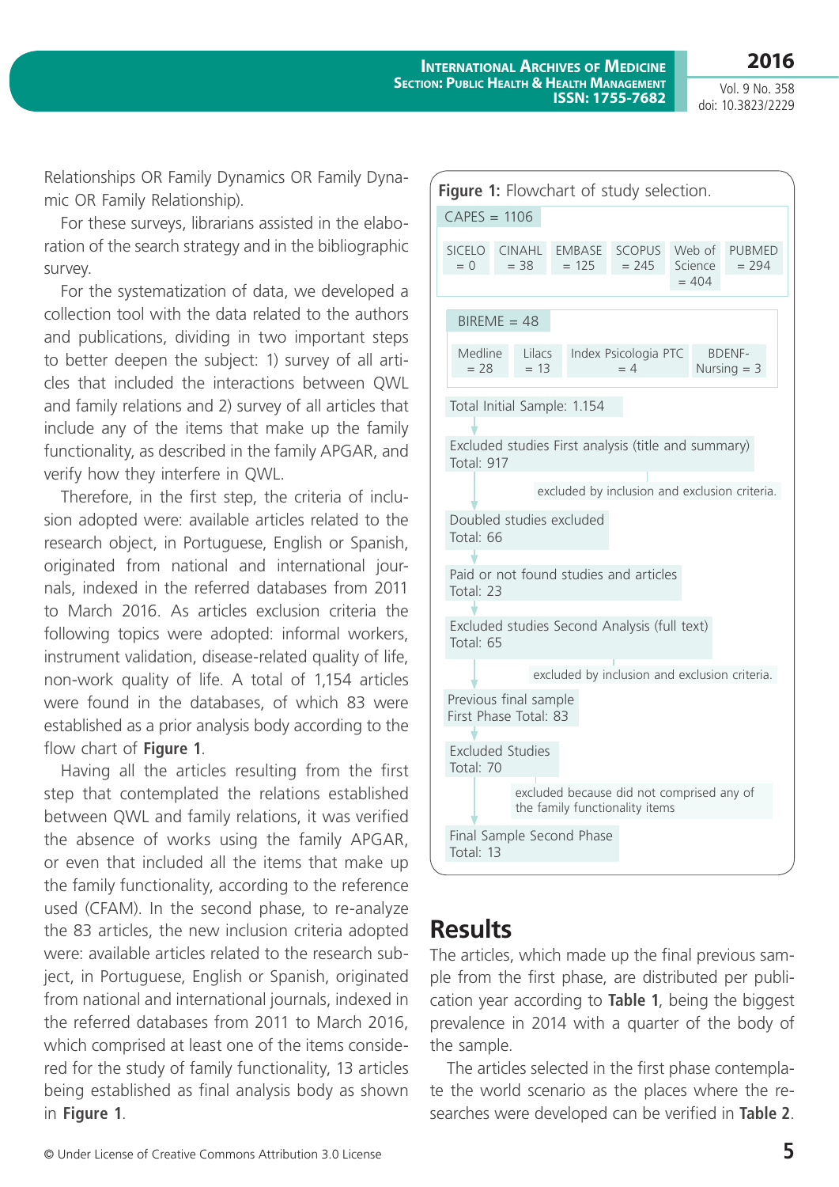Relationships OR Family Dynamics OR Family Dynamic OR Family Relationship).

For these surveys, librarians assisted in the elaboration of the search strategy and in the bibliographic survey.

For the systematization of data, we developed a collection tool with the data related to the authors and publications, dividing in two important steps to better deepen the subject: 1) survey of all articles that included the interactions between QWL and family relations and 2) survey of all articles that include any of the items that make up the family functionality, as described in the family APGAR, and verify how they interfere in QWL.

Therefore, in the first step, the criteria of inclusion adopted were: available articles related to the research object, in Portuguese, English or Spanish, originated from national and international journals, indexed in the referred databases from 2011 to March 2016. As articles exclusion criteria the following topics were adopted: informal workers, instrument validation, disease-related quality of life, non-work quality of life. A total of 1,154 articles were found in the databases, of which 83 were established as a prior analysis body according to the flow chart of **Figure 1**.

Having all the articles resulting from the first step that contemplated the relations established between QWL and family relations, it was verified the absence of works using the family APGAR, or even that included all the items that make up the family functionality, according to the reference used (CFAM). In the second phase, to re-analyze the 83 articles, the new inclusion criteria adopted were: available articles related to the research subject, in Portuguese, English or Spanish, originated from national and international journals, indexed in the referred databases from 2011 to March 2016, which comprised at least one of the items considered for the study of family functionality, 13 articles being established as final analysis body as shown in **Figure 1**.

**Figure 1:** Flowchart of study selection.

CAPES = 1106

SICELO = 0 | CINAHL = 38 | EMBASE = 125 | SCOPUS = 245 | Web of Science = 404 | PUBMED = 294

BIREME = 48

Medline = 28 | Lilacs = 13 | Index Psicologia PTC = 4 | BDENF-Nursing = 3

Total Initial Sample: 1.154

Excluded studies First analysis (title and summary) Total: 917

excluded by inclusion and exclusion criteria.

Doubled studies excluded Total: 66

Paid or not found studies and articles Total: 23

Excluded studies Second Analysis (full text) Total: 65

excluded by inclusion and exclusion criteria.

Previous final sample First Phase Total: 83

Excluded Studies Total: 70

excluded because did not comprised any of the family functionality items

Final Sample Second Phase Total: 13

## Results

The articles, which made up the final previous sample from the first phase, are distributed per publication year according to **Table 1**, being the biggest prevalence in 2014 with a quarter of the body of the sample.

The articles selected in the first phase contemplate the world scenario as the places where the researches were developed can be verified in **Table 2**.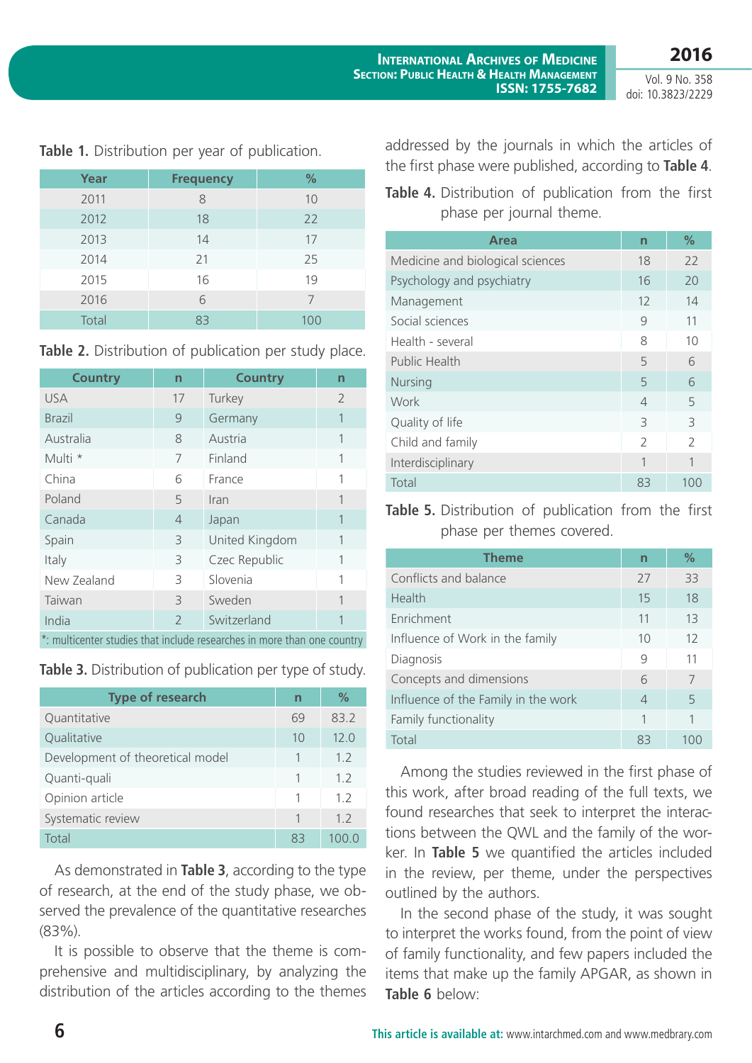**Table 1.** Distribution per year of publication.

| Year | Frequency | % |
|---|---|---|
| 2011 | 8 | 10 |
| 2012 | 18 | 22 |
| 2013 | 14 | 17 |
| 2014 | 21 | 25 |
| 2015 | 16 | 19 |
| 2016 | 6 | 7 |
| Total | 83 | 100 |

**Table 2.** Distribution of publication per study place.

| Country | n | Country | n |
|---|---|---|---|
| USA | 17 | Turkey | 2 |
| Brazil | 9 | Germany | 1 |
| Australia | 8 | Austria | 1 |
| Multi * | 7 | Finland | 1 |
| China | 6 | France | 1 |
| Poland | 5 | Iran | 1 |
| Canada | 4 | Japan | 1 |
| Spain | 3 | United Kingdom | 1 |
| Italy | 3 | Czec Republic | 1 |
| New Zealand | 3 | Slovenia | 1 |
| Taiwan | 3 | Sweden | 1 |
| India | 2 | Switzerland | 1 |

*: multicenter studies that include researches in more than one country

**Table 3.** Distribution of publication per type of study.

| Type of research | n | % |
|---|---|---|
| Quantitative | 69 | 83.2 |
| Qualitative | 10 | 12.0 |
| Development of theoretical model | 1 | 1.2 |
| Quanti-quali | 1 | 1.2 |
| Opinion article | 1 | 1.2 |
| Systematic review | 1 | 1.2 |
| Total | 83 | 100.0 |

As demonstrated in **Table 3**, according to the type of research, at the end of the study phase, we observed the prevalence of the quantitative researches (83%).

It is possible to observe that the theme is comprehensive and multidisciplinary, by analyzing the distribution of the articles according to the themes addressed by the journals in which the articles of the first phase were published, according to **Table 4**.

**Table 4.** Distribution of publication from the first phase per journal theme.

| Area | n | % |
|---|---|---|
| Medicine and biological sciences | 18 | 22 |
| Psychology and psychiatry | 16 | 20 |
| Management | 12 | 14 |
| Social sciences | 9 | 11 |
| Health - several | 8 | 10 |
| Public Health | 5 | 6 |
| Nursing | 5 | 6 |
| Work | 4 | 5 |
| Quality of life | 3 | 3 |
| Child and family | 2 | 2 |
| Interdisciplinary | 1 | 1 |
| Total | 83 | 100 |

**Table 5.** Distribution of publication from the first phase per themes covered.

| Theme | n | % |
|---|---|---|
| Conflicts and balance | 27 | 33 |
| Health | 15 | 18 |
| Enrichment | 11 | 13 |
| Influence of Work in the family | 10 | 12 |
| Diagnosis | 9 | 11 |
| Concepts and dimensions | 6 | 7 |
| Influence of the Family in the work | 4 | 5 |
| Family functionality | 1 | 1 |
| Total | 83 | 100 |

Among the studies reviewed in the first phase of this work, after broad reading of the full texts, we found researches that seek to interpret the interactions between the QWL and the family of the worker. In **Table 5** we quantified the articles included in the review, per theme, under the perspectives outlined by the authors.

In the second phase of the study, it was sought to interpret the works found, from the point of view of family functionality, and few papers included the items that make up the family APGAR, as shown in **Table 6** below: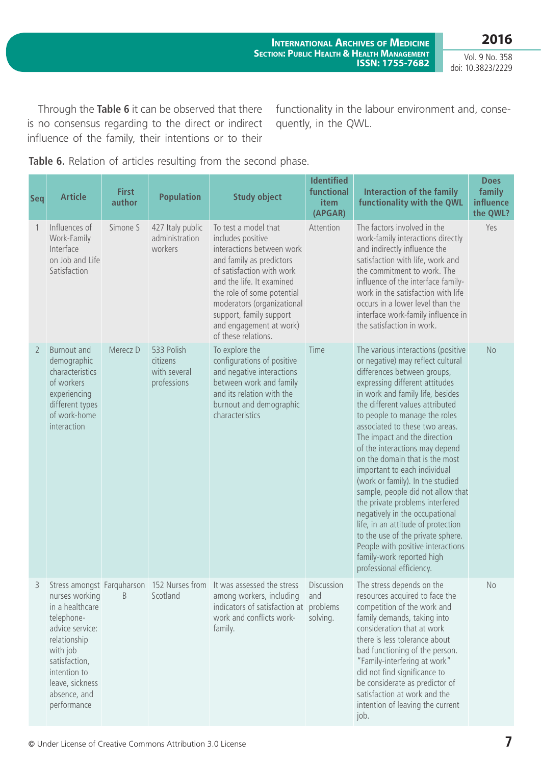Through the **Table 6** it can be observed that there is no consensus regarding to the direct or indirect influence of the family, their intentions or to their functionality in the labour environment and, consequently, in the QWL.

**Table 6.** Relation of articles resulting from the second phase.

| Seq | Article | First author | Population | Study object | Identified functional item (APGAR) | Interaction of the family functionality with the QWL | Does family influence the QWL? |
|---|---|---|---|---|---|---|---|
| 1 | Influences of Work-Family Interface on Job and Life Satisfaction | Simone S | 427 Italy public administration workers | To test a model that includes positive interactions between work and family as predictors of satisfaction with work and the life. It examined the role of some potential moderators (organizational support, family support and engagement at work) of these relations. | Attention | The factors involved in the work-family interactions directly and indirectly influence the satisfaction with life, work and the commitment to work. The influence of the interface family-work in the satisfaction with life occurs in a lower level than the interface work-family influence in the satisfaction in work. | Yes |
| 2 | Burnout and demographic characteristics of workers experiencing different types of work-home interaction | Merecz D | 533 Polish citizens with several professions | To explore the configurations of positive and negative interactions between work and family and its relation with the burnout and demographic characteristics | Time | The various interactions (positive or negative) may reflect cultural differences between groups, expressing different attitudes in work and family life, besides the different values attributed to people to manage the roles associated to these two areas. The impact and the direction of the interactions may depend on the domain that is the most important to each individual (work or family). In the studied sample, people did not allow that the private problems interfered negatively in the occupational life, in an attitude of protection to the use of the private sphere. People with positive interactions family-work reported high professional efficiency. | No |
| 3 | Stress amongst nurses working in a healthcare telephone-advice service: relationship with job satisfaction, intention to leave, sickness absence, and performance | Farquharson B | 152 Nurses from Scotland | It was assessed the stress among workers, including indicators of satisfaction at work and conflicts work-family. | Discussion and problems solving. | The stress depends on the resources acquired to face the competition of the work and family demands, taking into consideration that at work there is less tolerance about bad functioning of the person. "Family-interfering at work" did not find significance to be considerate as predictor of satisfaction at work and the intention of leaving the current job. | No |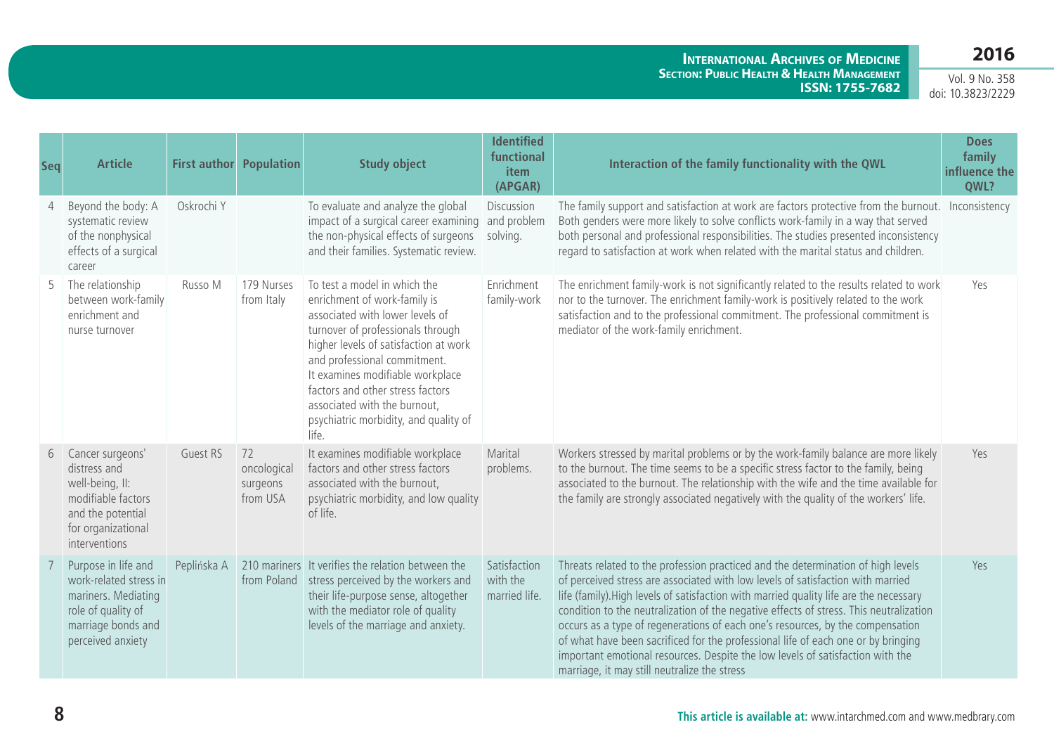| Seq | Article | First author | Population | Study object | Identified functional item (APGAR) | Interaction of the family functionality with the QWL | Does family influence the QWL? |
|---|---|---|---|---|---|---|---|
| 4 | Beyond the body: A systematic review of the nonphysical effects of a surgical career | Oskrochi Y | | To evaluate and analyze the global impact of a surgical career examining the non-physical effects of surgeons and their families. Systematic review. | Discussion and problem solving. | The family support and satisfaction at work are factors protective from the burnout. Both genders were more likely to solve conflicts work-family in a way that served both personal and professional responsibilities. The studies presented inconsistency regard to satisfaction at work when related with the marital status and children. | Inconsistency |
| 5 | The relationship between work-family enrichment and nurse turnover | Russo M | 179 Nurses from Italy | To test a model in which the enrichment of work-family is associated with lower levels of turnover of professionals through higher levels of satisfaction at work and professional commitment. It examines modifiable workplace factors and other stress factors associated with the burnout, psychiatric morbidity, and quality of life. | Enrichment family-work | The enrichment family-work is not significantly related to the results related to work nor to the turnover. The enrichment family-work is positively related to the work satisfaction and to the professional commitment. The professional commitment is mediator of the work-family enrichment. | Yes |
| 6 | Cancer surgeons' distress and well-being, II: modifiable factors and the potential for organizational interventions | Guest RS | 72 oncological surgeons from USA | It examines modifiable workplace factors and other stress factors associated with the burnout, psychiatric morbidity, and low quality of life. | Marital problems. | Workers stressed by marital problems or by the work-family balance are more likely to the burnout. The time seems to be a specific stress factor to the family, being associated to the burnout. The relationship with the wife and the time available for the family are strongly associated negatively with the quality of the workers' life. | Yes |
| 7 | Purpose in life and work-related stress in mariners. Mediating role of quality of marriage bonds and perceived anxiety | Peplińska A | 210 mariners from Poland | It verifies the relation between the stress perceived by the workers and their life-purpose sense, altogether with the mediator role of quality levels of the marriage and anxiety. | Satisfaction with the married life. | Threats related to the profession practiced and the determination of high levels of perceived stress are associated with low levels of satisfaction with married life (family).High levels of satisfaction with married quality life are the necessary condition to the neutralization of the negative effects of stress. This neutralization occurs as a type of regenerations of each one's resources, by the compensation of what have been sacrificed for the professional life of each one or by bringing important emotional resources. Despite the low levels of satisfaction with the marriage, it may still neutralize the stress | Yes |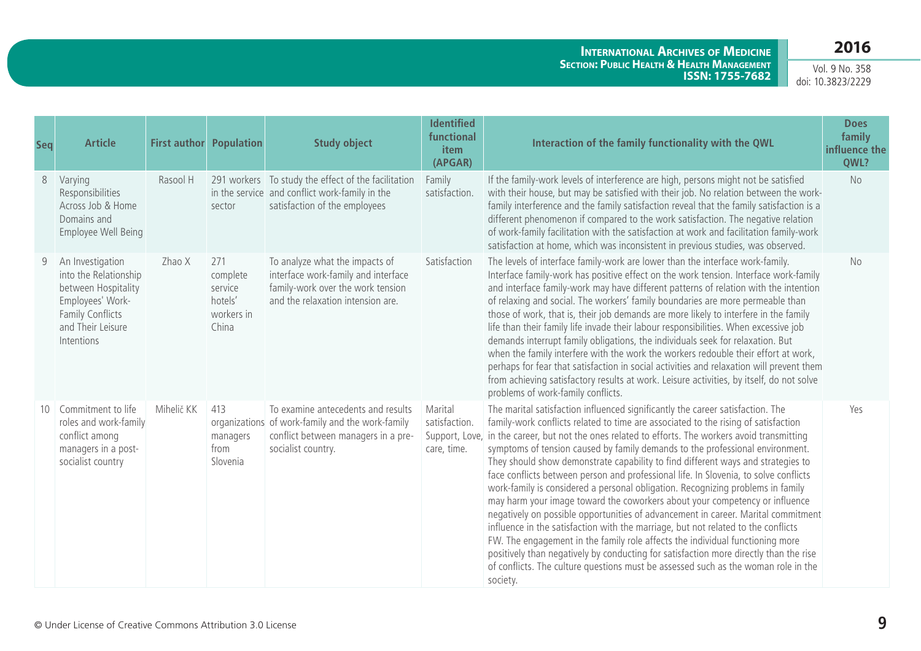| Seq | Article | First author | Population | Study object | Identified functional item (APGAR) | Interaction of the family functionality with the QWL | Does family influence the QWL? |
|---|---|---|---|---|---|---|---|
| 8 | Varying Responsibilities Across Job & Home Domains and Employee Well Being | Rasool H | 291 workers in the service sector | To study the effect of the facilitation and conflict work-family in the satisfaction of the employees | Family satisfaction. | If the family-work levels of interference are high, persons might not be satisfied with their house, but may be satisfied with their job. No relation between the work-family interference and the family satisfaction reveal that the family satisfaction is a different phenomenon if compared to the work satisfaction. The negative relation of work-family facilitation with the satisfaction at work and facilitation family-work satisfaction at home, which was inconsistent in previous studies, was observed. | No |
| 9 | An Investigation into the Relationship between Hospitality Employees' Work-Family Conflicts and Their Leisure Intentions | Zhao X | 271 complete service hotels' workers in China | To analyze what the impacts of interface work-family and interface family-work over the work tension and the relaxation intension are. | Satisfaction | The levels of interface family-work are lower than the interface work-family. Interface family-work has positive effect on the work tension. Interface work-family and interface family-work may have different patterns of relation with the intention of relaxing and social. The workers' family boundaries are more permeable than those of work, that is, their job demands are more likely to interfere in the family life than their family life invade their labour responsibilities. When excessive job demands interrupt family obligations, the individuals seek for relaxation. But when the family interfere with the work the workers redouble their effort at work, perhaps for fear that satisfaction in social activities and relaxation will prevent them from achieving satisfactory results at work. Leisure activities, by itself, do not solve problems of work-family conflicts. | No |
| 10 | Commitment to life roles and work-family conflict among managers in a post-socialist country | Mihelič KK | 413 organizations managers from Slovenia | To examine antecedents and results of work-family and the work-family conflict between managers in a pre-socialist country. | Marital satisfaction. Support, Love, care, time. | The marital satisfaction influenced significantly the career satisfaction. The family-work conflicts related to time are associated to the rising of satisfaction in the career, but not the ones related to efforts. The workers avoid transmitting symptoms of tension caused by family demands to the professional environment. They should show demonstrate capability to find different ways and strategies to face conflicts between person and professional life. In Slovenia, to solve conflicts work-family is considered a personal obligation. Recognizing problems in family may harm your image toward the coworkers about your competency or influence negatively on possible opportunities of advancement in career. Marital commitment influence in the satisfaction with the marriage, but not related to the conflicts FW. The engagement in the family role affects the individual functioning more positively than negatively by conducting for satisfaction more directly than the rise of conflicts. The culture questions must be assessed such as the woman role in the society. | Yes |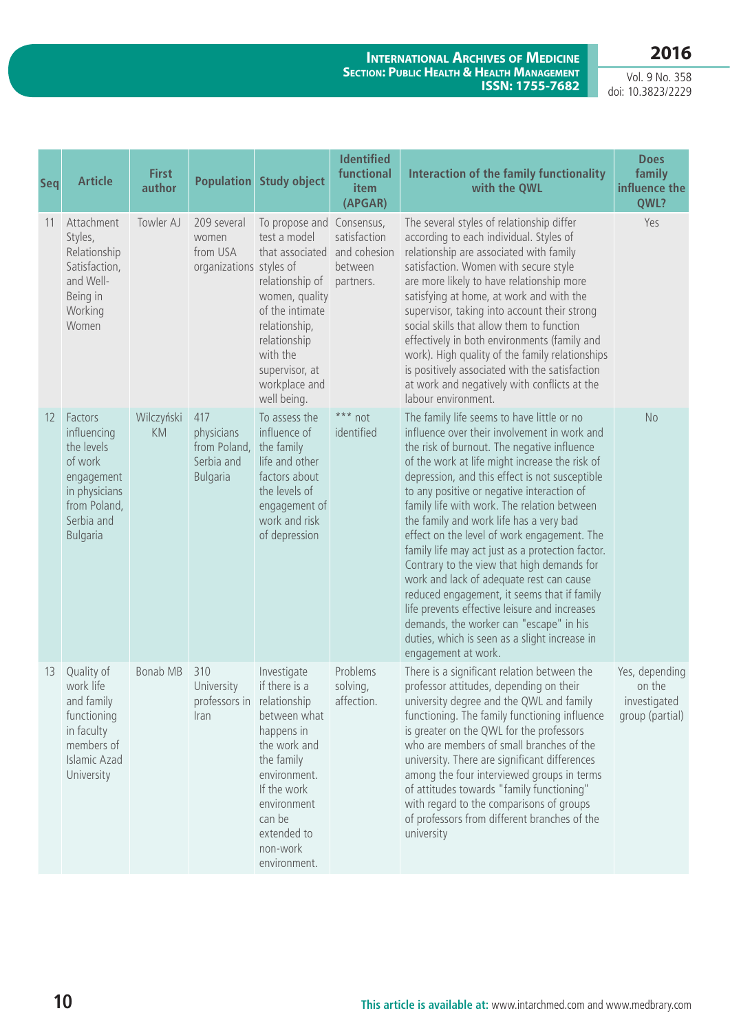| Seq | Article | First author | Population | Study object | Identified functional item (APGAR) | Interaction of the family functionality with the QWL | Does family influence the QWL? |
|---|---|---|---|---|---|---|---|
| 11 | Attachment Styles, Relationship Satisfaction, and Well-Being in Working Women | Towler AJ | 209 several women from USA organizations | To propose and test a model that associated styles of relationship of women, quality of the intimate relationship, relationship with the supervisor, at workplace and well being. | Consensus, satisfaction and cohesion between partners. | The several styles of relationship differ according to each individual. Styles of relationship are associated with family satisfaction. Women with secure style are more likely to have relationship more satisfying at home, at work and with the supervisor, taking into account their strong social skills that allow them to function effectively in both environments (family and work). High quality of the family relationships is positively associated with the satisfaction at work and negatively with conflicts at the labour environment. | Yes |
| 12 | Factors influencing the levels of work engagement in physicians from Poland, Serbia and Bulgaria | Wilczyński KM | 417 physicians from Poland, Serbia and Bulgaria | To assess the influence of the family life and other factors about the levels of engagement of work and risk of depression | *** not identified | The family life seems to have little or no influence over their involvement in work and the risk of burnout. The negative influence of the work at life might increase the risk of depression, and this effect is not susceptible to any positive or negative interaction of family life with work. The relation between the family and work life has a very bad effect on the level of work engagement. The family life may act just as a protection factor. Contrary to the view that high demands for work and lack of adequate rest can cause reduced engagement, it seems that if family life prevents effective leisure and increases demands, the worker can "escape" in his duties, which is seen as a slight increase in engagement at work. | No |
| 13 | Quality of work life and family functioning in faculty members of Islamic Azad University | Bonab MB | 310 University professors in Iran | Investigate if there is a relationship between what happens in the work and the family environment. If the work environment can be extended to non-work environment. | Problems solving, affection. | There is a significant relation between the professor attitudes, depending on their university degree and the QWL and family functioning. The family functioning influence is greater on the QWL for the professors who are members of small branches of the university. There are significant differences among the four interviewed groups in terms of attitudes towards "family functioning" with regard to the comparisons of groups of professors from different branches of the university | Yes, depending on the investigated group (partial) |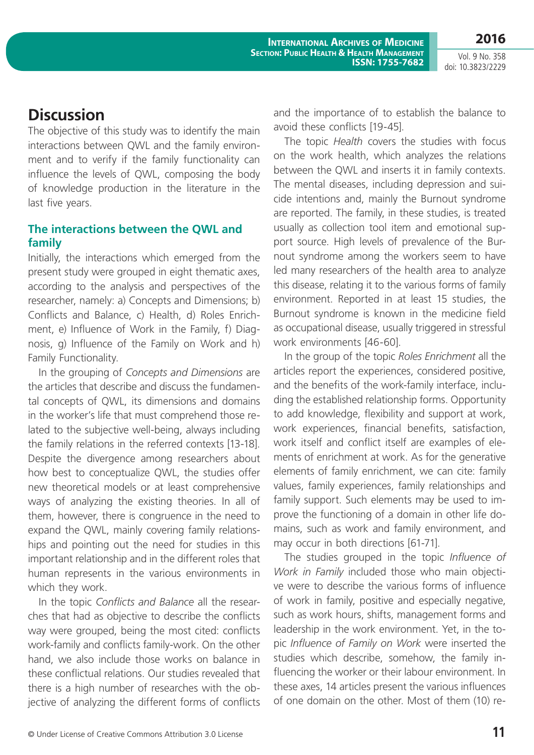## Discussion

The objective of this study was to identify the main interactions between QWL and the family environment and to verify if the family functionality can influence the levels of QWL, composing the body of knowledge production in the literature in the last five years.

### The interactions between the QWL and family

Initially, the interactions which emerged from the present study were grouped in eight thematic axes, according to the analysis and perspectives of the researcher, namely: a) Concepts and Dimensions; b) Conflicts and Balance, c) Health, d) Roles Enrichment, e) Influence of Work in the Family, f) Diagnosis, g) Influence of the Family on Work and h) Family Functionality.

In the grouping of *Concepts and Dimensions* are the articles that describe and discuss the fundamental concepts of QWL, its dimensions and domains in the worker's life that must comprehend those related to the subjective well-being, always including the family relations in the referred contexts [13-18]. Despite the divergence among researchers about how best to conceptualize QWL, the studies offer new theoretical models or at least comprehensive ways of analyzing the existing theories. In all of them, however, there is congruence in the need to expand the QWL, mainly covering family relationships and pointing out the need for studies in this important relationship and in the different roles that human represents in the various environments in which they work.

In the topic *Conflicts and Balance* all the researches that had as objective to describe the conflicts way were grouped, being the most cited: conflicts work-family and conflicts family-work. On the other hand, we also include those works on balance in these conflictual relations. Our studies revealed that there is a high number of researches with the objective of analyzing the different forms of conflicts and the importance of to establish the balance to avoid these conflicts [19-45].

The topic *Health* covers the studies with focus on the work health, which analyzes the relations between the QWL and inserts it in family contexts. The mental diseases, including depression and suicide intentions and, mainly the Burnout syndrome are reported. The family, in these studies, is treated usually as collection tool item and emotional support source. High levels of prevalence of the Burnout syndrome among the workers seem to have led many researchers of the health area to analyze this disease, relating it to the various forms of family environment. Reported in at least 15 studies, the Burnout syndrome is known in the medicine field as occupational disease, usually triggered in stressful work environments [46-60].

In the group of the topic *Roles Enrichment* all the articles report the experiences, considered positive, and the benefits of the work-family interface, including the established relationship forms. Opportunity to add knowledge, flexibility and support at work, work experiences, financial benefits, satisfaction, work itself and conflict itself are examples of elements of enrichment at work. As for the generative elements of family enrichment, we can cite: family values, family experiences, family relationships and family support. Such elements may be used to improve the functioning of a domain in other life domains, such as work and family environment, and may occur in both directions [61-71].

The studies grouped in the topic *Influence of Work in Family* included those who main objective were to describe the various forms of influence of work in family, positive and especially negative, such as work hours, shifts, management forms and leadership in the work environment. Yet, in the topic *Influence of Family on Work* were inserted the studies which describe, somehow, the family influencing the worker or their labour environment. In these axes, 14 articles present the various influences of one domain on the other. Most of them (10) re-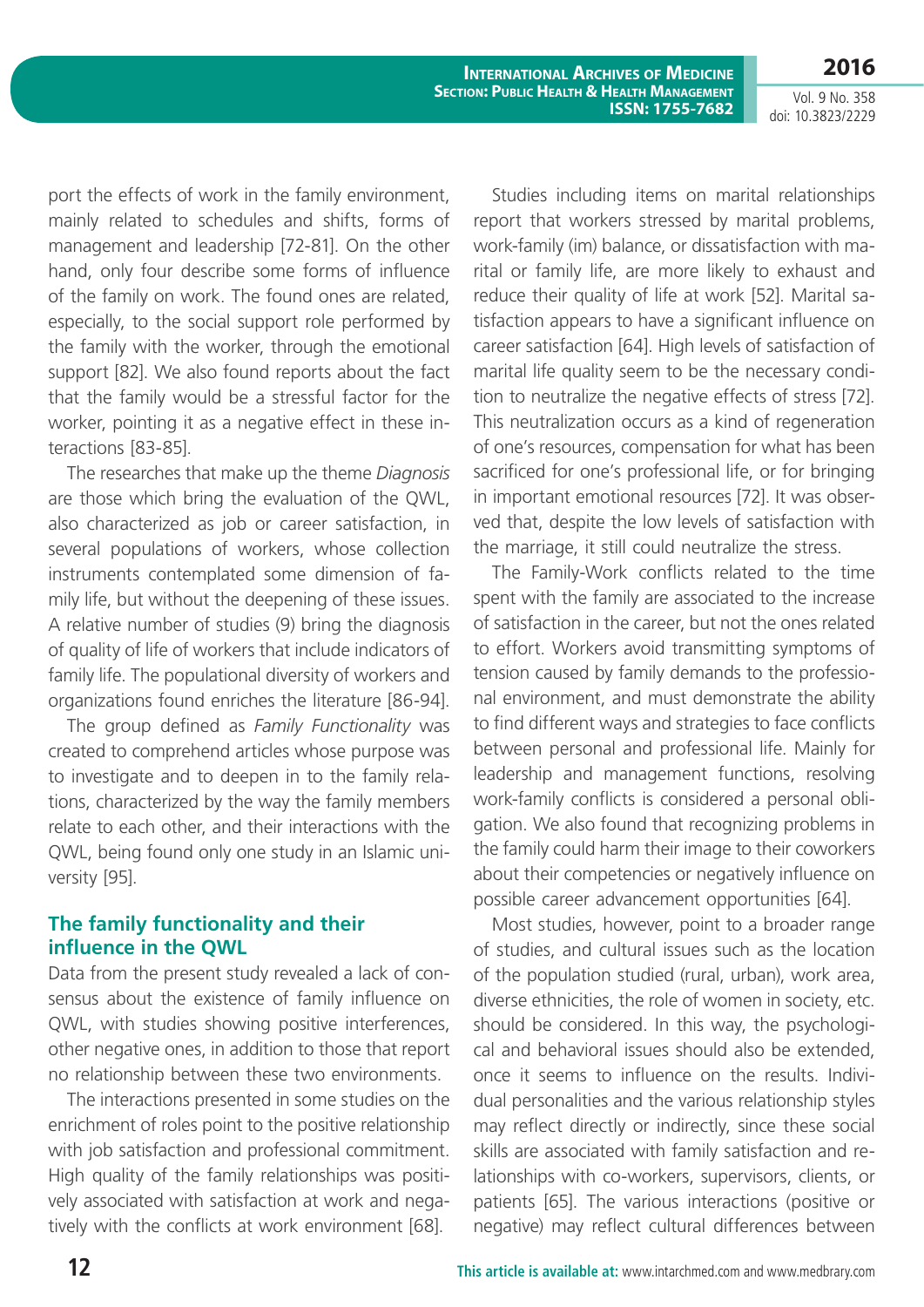port the effects of work in the family environment, mainly related to schedules and shifts, forms of management and leadership [72-81]. On the other hand, only four describe some forms of influence of the family on work. The found ones are related, especially, to the social support role performed by the family with the worker, through the emotional support [82]. We also found reports about the fact that the family would be a stressful factor for the worker, pointing it as a negative effect in these interactions [83-85].

The researches that make up the theme *Diagnosis* are those which bring the evaluation of the QWL, also characterized as job or career satisfaction, in several populations of workers, whose collection instruments contemplated some dimension of family life, but without the deepening of these issues. A relative number of studies (9) bring the diagnosis of quality of life of workers that include indicators of family life. The populational diversity of workers and organizations found enriches the literature [86-94].

The group defined as *Family Functionality* was created to comprehend articles whose purpose was to investigate and to deepen in to the family relations, characterized by the way the family members relate to each other, and their interactions with the QWL, being found only one study in an Islamic university [95].

## The family functionality and their influence in the QWL

Data from the present study revealed a lack of consensus about the existence of family influence on QWL, with studies showing positive interferences, other negative ones, in addition to those that report no relationship between these two environments.

The interactions presented in some studies on the enrichment of roles point to the positive relationship with job satisfaction and professional commitment. High quality of the family relationships was positively associated with satisfaction at work and negatively with the conflicts at work environment [68].

Studies including items on marital relationships report that workers stressed by marital problems, work-family (im) balance, or dissatisfaction with marital or family life, are more likely to exhaust and reduce their quality of life at work [52]. Marital satisfaction appears to have a significant influence on career satisfaction [64]. High levels of satisfaction of marital life quality seem to be the necessary condition to neutralize the negative effects of stress [72]. This neutralization occurs as a kind of regeneration of one's resources, compensation for what has been sacrificed for one's professional life, or for bringing in important emotional resources [72]. It was observed that, despite the low levels of satisfaction with the marriage, it still could neutralize the stress.

The Family-Work conflicts related to the time spent with the family are associated to the increase of satisfaction in the career, but not the ones related to effort. Workers avoid transmitting symptoms of tension caused by family demands to the professional environment, and must demonstrate the ability to find different ways and strategies to face conflicts between personal and professional life. Mainly for leadership and management functions, resolving work-family conflicts is considered a personal obligation. We also found that recognizing problems in the family could harm their image to their coworkers about their competencies or negatively influence on possible career advancement opportunities [64].

Most studies, however, point to a broader range of studies, and cultural issues such as the location of the population studied (rural, urban), work area, diverse ethnicities, the role of women in society, etc. should be considered. In this way, the psychological and behavioral issues should also be extended, once it seems to influence on the results. Individual personalities and the various relationship styles may reflect directly or indirectly, since these social skills are associated with family satisfaction and relationships with co-workers, supervisors, clients, or patients [65]. The various interactions (positive or negative) may reflect cultural differences between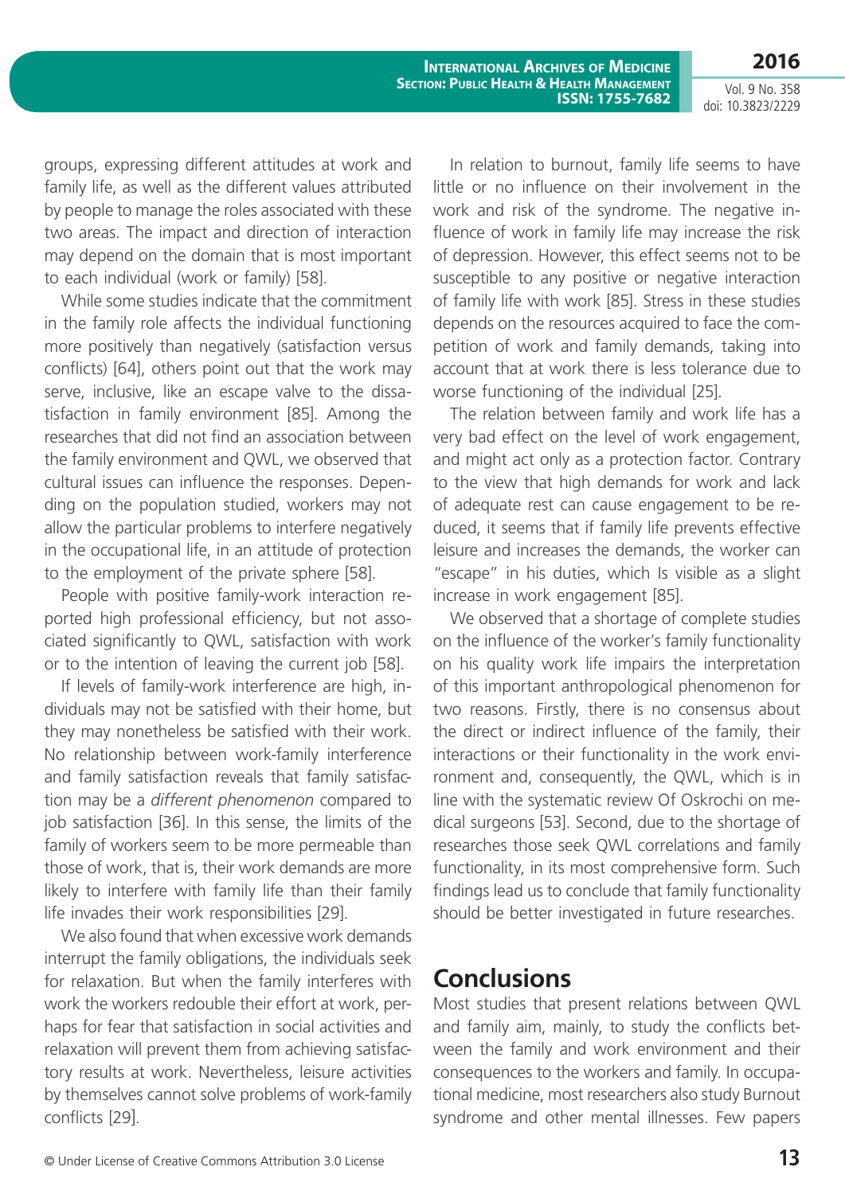groups, expressing different attitudes at work and family life, as well as the different values attributed by people to manage the roles associated with these two areas. The impact and direction of interaction may depend on the domain that is most important to each individual (work or family) [58].

While some studies indicate that the commitment in the family role affects the individual functioning more positively than negatively (satisfaction versus conflicts) [64], others point out that the work may serve, inclusive, like an escape valve to the dissatisfaction in family environment [85]. Among the researches that did not find an association between the family environment and QWL, we observed that cultural issues can influence the responses. Depending on the population studied, workers may not allow the particular problems to interfere negatively in the occupational life, in an attitude of protection to the employment of the private sphere [58].

People with positive family-work interaction reported high professional efficiency, but not associated significantly to QWL, satisfaction with work or to the intention of leaving the current job [58].

If levels of family-work interference are high, individuals may not be satisfied with their home, but they may nonetheless be satisfied with their work. No relationship between work-family interference and family satisfaction reveals that family satisfaction may be a *different phenomenon* compared to job satisfaction [36]. In this sense, the limits of the family of workers seem to be more permeable than those of work, that is, their work demands are more likely to interfere with family life than their family life invades their work responsibilities [29].

We also found that when excessive work demands interrupt the family obligations, the individuals seek for relaxation. But when the family interferes with work the workers redouble their effort at work, perhaps for fear that satisfaction in social activities and relaxation will prevent them from achieving satisfactory results at work. Nevertheless, leisure activities by themselves cannot solve problems of work-family conflicts [29].

In relation to burnout, family life seems to have little or no influence on their involvement in the work and risk of the syndrome. The negative influence of work in family life may increase the risk of depression. However, this effect seems not to be susceptible to any positive or negative interaction of family life with work [85]. Stress in these studies depends on the resources acquired to face the competition of work and family demands, taking into account that at work there is less tolerance due to worse functioning of the individual [25].

The relation between family and work life has a very bad effect on the level of work engagement, and might act only as a protection factor. Contrary to the view that high demands for work and lack of adequate rest can cause engagement to be reduced, it seems that if family life prevents effective leisure and increases the demands, the worker can "escape" in his duties, which Is visible as a slight increase in work engagement [85].

We observed that a shortage of complete studies on the influence of the worker's family functionality on his quality work life impairs the interpretation of this important anthropological phenomenon for two reasons. Firstly, there is no consensus about the direct or indirect influence of the family, their interactions or their functionality in the work environment and, consequently, the QWL, which is in line with the systematic review Of Oskrochi on medical surgeons [53]. Second, due to the shortage of researches those seek QWL correlations and family functionality, in its most comprehensive form. Such findings lead us to conclude that family functionality should be better investigated in future researches.

## Conclusions

Most studies that present relations between QWL and family aim, mainly, to study the conflicts between the family and work environment and their consequences to the workers and family. In occupational medicine, most researchers also study Burnout syndrome and other mental illnesses. Few papers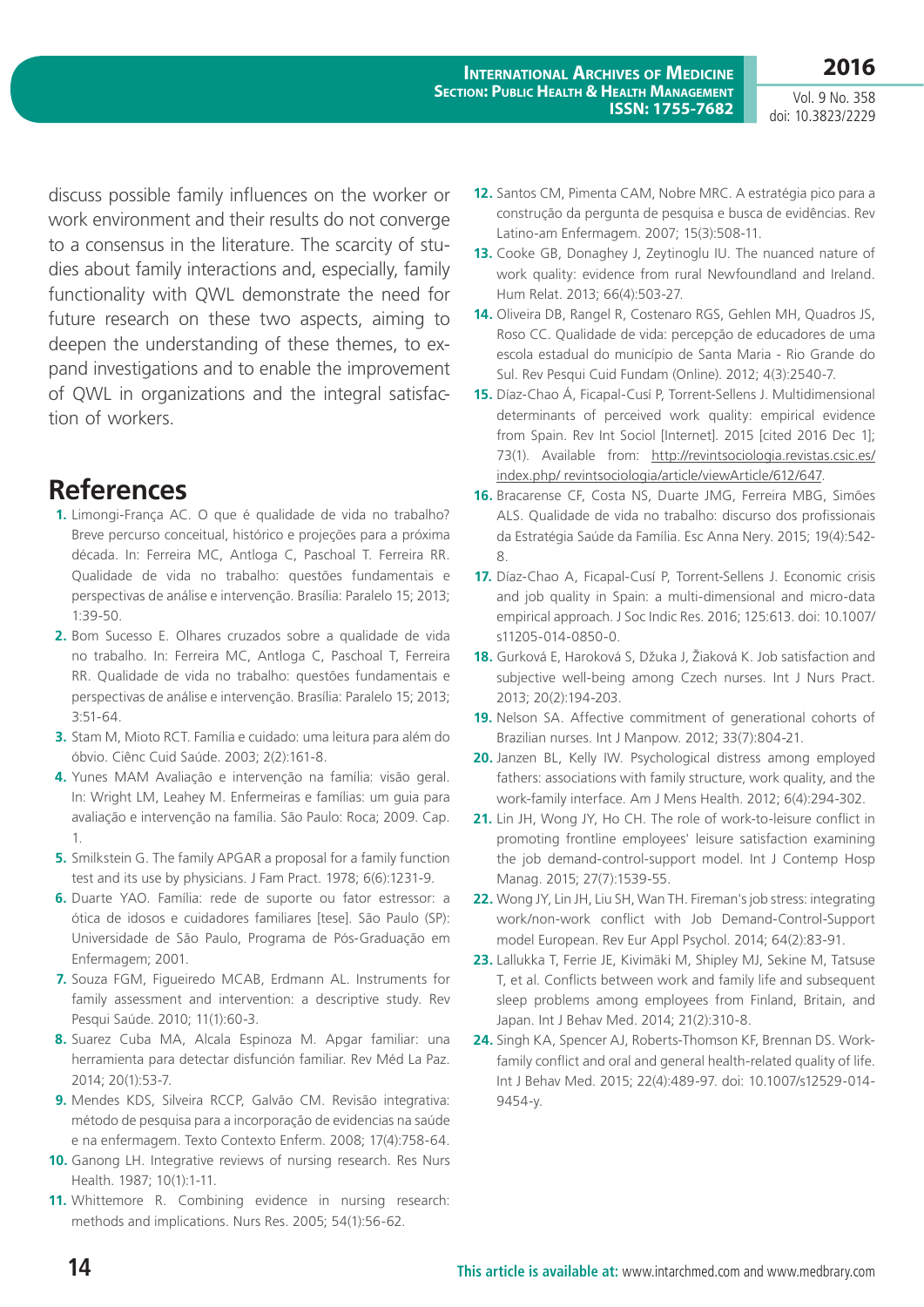discuss possible family influences on the worker or work environment and their results do not converge to a consensus in the literature. The scarcity of studies about family interactions and, especially, family functionality with QWL demonstrate the need for future research on these two aspects, aiming to deepen the understanding of these themes, to expand investigations and to enable the improvement of QWL in organizations and the integral satisfaction of workers.

# References

1. Limongi-França AC. O que é qualidade de vida no trabalho? Breve percurso conceitual, histórico e projeções para a próxima década. In: Ferreira MC, Antloga C, Paschoal T. Ferreira RR. Qualidade de vida no trabalho: questões fundamentais e perspectivas de análise e intervenção. Brasília: Paralelo 15; 2013; 1:39-50.
2. Bom Sucesso E. Olhares cruzados sobre a qualidade de vida no trabalho. In: Ferreira MC, Antloga C, Paschoal T, Ferreira RR. Qualidade de vida no trabalho: questões fundamentais e perspectivas de análise e intervenção. Brasília: Paralelo 15; 2013; 3:51-64.
3. Stam M, Mioto RCT. Família e cuidado: uma leitura para além do óbvio. Ciênc Cuid Saúde. 2003; 2(2):161-8.
4. Yunes MAM Avaliação e intervenção na família: visão geral. In: Wright LM, Leahey M. Enfermeiras e famílias: um guia para avaliação e intervenção na família. São Paulo: Roca; 2009. Cap. 1.
5. Smilkstein G. The family APGAR a proposal for a family function test and its use by physicians. J Fam Pract. 1978; 6(6):1231-9.
6. Duarte YAO. Família: rede de suporte ou fator estressor: a ótica de idosos e cuidadores familiares [tese]. São Paulo (SP): Universidade de São Paulo, Programa de Pós-Graduação em Enfermagem; 2001.
7. Souza FGM, Figueiredo MCAB, Erdmann AL. Instruments for family assessment and intervention: a descriptive study. Rev Pesqui Saúde. 2010; 11(1):60-3.
8. Suarez Cuba MA, Alcala Espinoza M. Apgar familiar: una herramienta para detectar disfunción familiar. Rev Méd La Paz. 2014; 20(1):53-7.
9. Mendes KDS, Silveira RCCP, Galvão CM. Revisão integrativa: método de pesquisa para a incorporação de evidencias na saúde e na enfermagem. Texto Contexto Enferm. 2008; 17(4):758-64.
10. Ganong LH. Integrative reviews of nursing research. Res Nurs Health. 1987; 10(1):1-11.
11. Whittemore R. Combining evidence in nursing research: methods and implications. Nurs Res. 2005; 54(1):56-62.
12. Santos CM, Pimenta CAM, Nobre MRC. A estratégia pico para a construção da pergunta de pesquisa e busca de evidências. Rev Latino-am Enfermagem. 2007; 15(3):508-11.
13. Cooke GB, Donaghey J, Zeytinoglu IU. The nuanced nature of work quality: evidence from rural Newfoundland and Ireland. Hum Relat. 2013; 66(4):503-27.
14. Oliveira DB, Rangel R, Costenaro RGS, Gehlen MH, Quadros JS, Roso CC. Qualidade de vida: percepção de educadores de uma escola estadual do município de Santa Maria - Rio Grande do Sul. Rev Pesqui Cuid Fundam (Online). 2012; 4(3):2540-7.
15. Díaz-Chao Á, Ficapal-Cusí P, Torrent-Sellens J. Multidimensional determinants of perceived work quality: empirical evidence from Spain. Rev Int Sociol [Internet]. 2015 [cited 2016 Dec 1]; 73(1). Available from: http://revintsociologia.revistas.csic.es/index.php/ revintsociologia/article/viewArticle/612/647.
16. Bracarense CF, Costa NS, Duarte JMG, Ferreira MBG, Simões ALS. Qualidade de vida no trabalho: discurso dos profissionais da Estratégia Saúde da Família. Esc Anna Nery. 2015; 19(4):542-8.
17. Díaz-Chao A, Ficapal-Cusí P, Torrent-Sellens J. Economic crisis and job quality in Spain: a multi-dimensional and micro-data empirical approach. J Soc Indic Res. 2016; 125:613. doi: 10.1007/s11205-014-0850-0.
18. Gurková E, Haroková S, Džuka J, Žiaková K. Job satisfaction and subjective well-being among Czech nurses. Int J Nurs Pract. 2013; 20(2):194-203.
19. Nelson SA. Affective commitment of generational cohorts of Brazilian nurses. Int J Manpow. 2012; 33(7):804-21.
20. Janzen BL, Kelly IW. Psychological distress among employed fathers: associations with family structure, work quality, and the work-family interface. Am J Mens Health. 2012; 6(4):294-302.
21. Lin JH, Wong JY, Ho CH. The role of work-to-leisure conflict in promoting frontline employees' leisure satisfaction examining the job demand-control-support model. Int J Contemp Hosp Manag. 2015; 27(7):1539-55.
22. Wong JY, Lin JH, Liu SH, Wan TH. Fireman's job stress: integrating work/non-work conflict with Job Demand-Control-Support model European. Rev Eur Appl Psychol. 2014; 64(2):83-91.
23. Lallukka T, Ferrie JE, Kivimäki M, Shipley MJ, Sekine M, Tatsuse T, et al. Conflicts between work and family life and subsequent sleep problems among employees from Finland, Britain, and Japan. Int J Behav Med. 2014; 21(2):310-8.
24. Singh KA, Spencer AJ, Roberts-Thomson KF, Brennan DS. Work-family conflict and oral and general health-related quality of life. Int J Behav Med. 2015; 22(4):489-97. doi: 10.1007/s12529-014-9454-y.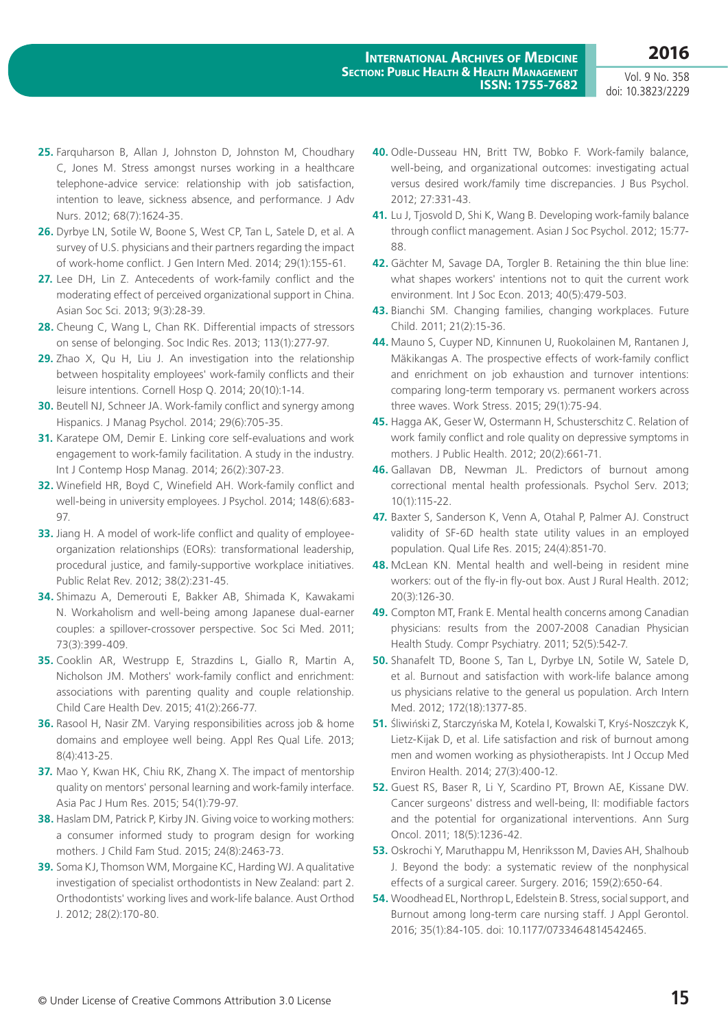**25.** Farquharson B, Allan J, Johnston D, Johnston M, Choudhary C, Jones M. Stress amongst nurses working in a healthcare telephone-advice service: relationship with job satisfaction, intention to leave, sickness absence, and performance. J Adv Nurs. 2012; 68(7):1624-35.

**26.** Dyrbye LN, Sotile W, Boone S, West CP, Tan L, Satele D, et al. A survey of U.S. physicians and their partners regarding the impact of work-home conflict. J Gen Intern Med. 2014; 29(1):155-61.

**27.** Lee DH, Lin Z. Antecedents of work-family conflict and the moderating effect of perceived organizational support in China. Asian Soc Sci. 2013; 9(3):28-39.

**28.** Cheung C, Wang L, Chan RK. Differential impacts of stressors on sense of belonging. Soc Indic Res. 2013; 113(1):277-97.

**29.** Zhao X, Qu H, Liu J. An investigation into the relationship between hospitality employees' work-family conflicts and their leisure intentions. Cornell Hosp Q. 2014; 20(10):1-14.

**30.** Beutell NJ, Schneer JA. Work-family conflict and synergy among Hispanics. J Manag Psychol. 2014; 29(6):705-35.

**31.** Karatepe OM, Demir E. Linking core self-evaluations and work engagement to work-family facilitation. A study in the industry. Int J Contemp Hosp Manag. 2014; 26(2):307-23.

**32.** Winefield HR, Boyd C, Winefield AH. Work-family conflict and well-being in university employees. J Psychol. 2014; 148(6):683-97.

**33.** Jiang H. A model of work-life conflict and quality of employee-organization relationships (EORs): transformational leadership, procedural justice, and family-supportive workplace initiatives. Public Relat Rev. 2012; 38(2):231-45.

**34.** Shimazu A, Demerouti E, Bakker AB, Shimada K, Kawakami N. Workaholism and well-being among Japanese dual-earner couples: a spillover-crossover perspective. Soc Sci Med. 2011; 73(3):399-409.

**35.** Cooklin AR, Westrupp E, Strazdins L, Giallo R, Martin A, Nicholson JM. Mothers' work-family conflict and enrichment: associations with parenting quality and couple relationship. Child Care Health Dev. 2015; 41(2):266-77.

**36.** Rasool H, Nasir ZM. Varying responsibilities across job & home domains and employee well being. Appl Res Qual Life. 2013; 8(4):413-25.

**37.** Mao Y, Kwan HK, Chiu RK, Zhang X. The impact of mentorship quality on mentors' personal learning and work-family interface. Asia Pac J Hum Res. 2015; 54(1):79-97.

**38.** Haslam DM, Patrick P, Kirby JN. Giving voice to working mothers: a consumer informed study to program design for working mothers. J Child Fam Stud. 2015; 24(8):2463-73.

**39.** Soma KJ, Thomson WM, Morgaine KC, Harding WJ. A qualitative investigation of specialist orthodontists in New Zealand: part 2. Orthodontists' working lives and work-life balance. Aust Orthod J. 2012; 28(2):170-80.

**40.** Odle-Dusseau HN, Britt TW, Bobko F. Work-family balance, well-being, and organizational outcomes: investigating actual versus desired work/family time discrepancies. J Bus Psychol. 2012; 27:331-43.

**41.** Lu J, Tjosvold D, Shi K, Wang B. Developing work-family balance through conflict management. Asian J Soc Psychol. 2012; 15:77-88.

**42.** Gächter M, Savage DA, Torgler B. Retaining the thin blue line: what shapes workers' intentions not to quit the current work environment. Int J Soc Econ. 2013; 40(5):479-503.

**43.** Bianchi SM. Changing families, changing workplaces. Future Child. 2011; 21(2):15-36.

**44.** Mauno S, Cuyper ND, Kinnunen U, Ruokolainen M, Rantanen J, Mäkikangas A. The prospective effects of work-family conflict and enrichment on job exhaustion and turnover intentions: comparing long-term temporary vs. permanent workers across three waves. Work Stress. 2015; 29(1):75-94.

**45.** Hagga AK, Geser W, Ostermann H, Schusterschitz C. Relation of work family conflict and role quality on depressive symptoms in mothers. J Public Health. 2012; 20(2):661-71.

**46.** Gallavan DB, Newman JL. Predictors of burnout among correctional mental health professionals. Psychol Serv. 2013; 10(1):115-22.

**47.** Baxter S, Sanderson K, Venn A, Otahal P, Palmer AJ. Construct validity of SF-6D health state utility values in an employed population. Qual Life Res. 2015; 24(4):851-70.

**48.** McLean KN. Mental health and well-being in resident mine workers: out of the fly-in fly-out box. Aust J Rural Health. 2012; 20(3):126-30.

**49.** Compton MT, Frank E. Mental health concerns among Canadian physicians: results from the 2007-2008 Canadian Physician Health Study. Compr Psychiatry. 2011; 52(5):542-7.

**50.** Shanafelt TD, Boone S, Tan L, Dyrbye LN, Sotile W, Satele D, et al. Burnout and satisfaction with work-life balance among us physicians relative to the general us population. Arch Intern Med. 2012; 172(18):1377-85.

**51.** Śliwiński Z, Starczyńska M, Kotela I, Kowalski T, Kryś-Noszczyk K, Lietz-Kijak D, et al. Life satisfaction and risk of burnout among men and women working as physiotherapists. Int J Occup Med Environ Health. 2014; 27(3):400-12.

**52.** Guest RS, Baser R, Li Y, Scardino PT, Brown AE, Kissane DW. Cancer surgeons' distress and well-being, II: modifiable factors and the potential for organizational interventions. Ann Surg Oncol. 2011; 18(5):1236-42.

**53.** Oskrochi Y, Maruthappu M, Henriksson M, Davies AH, Shalhoub J. Beyond the body: a systematic review of the nonphysical effects of a surgical career. Surgery. 2016; 159(2):650-64.

**54.** Woodhead EL, Northrop L, Edelstein B. Stress, social support, and Burnout among long-term care nursing staff. J Appl Gerontol. 2016; 35(1):84-105. doi: 10.1177/0733464814542465.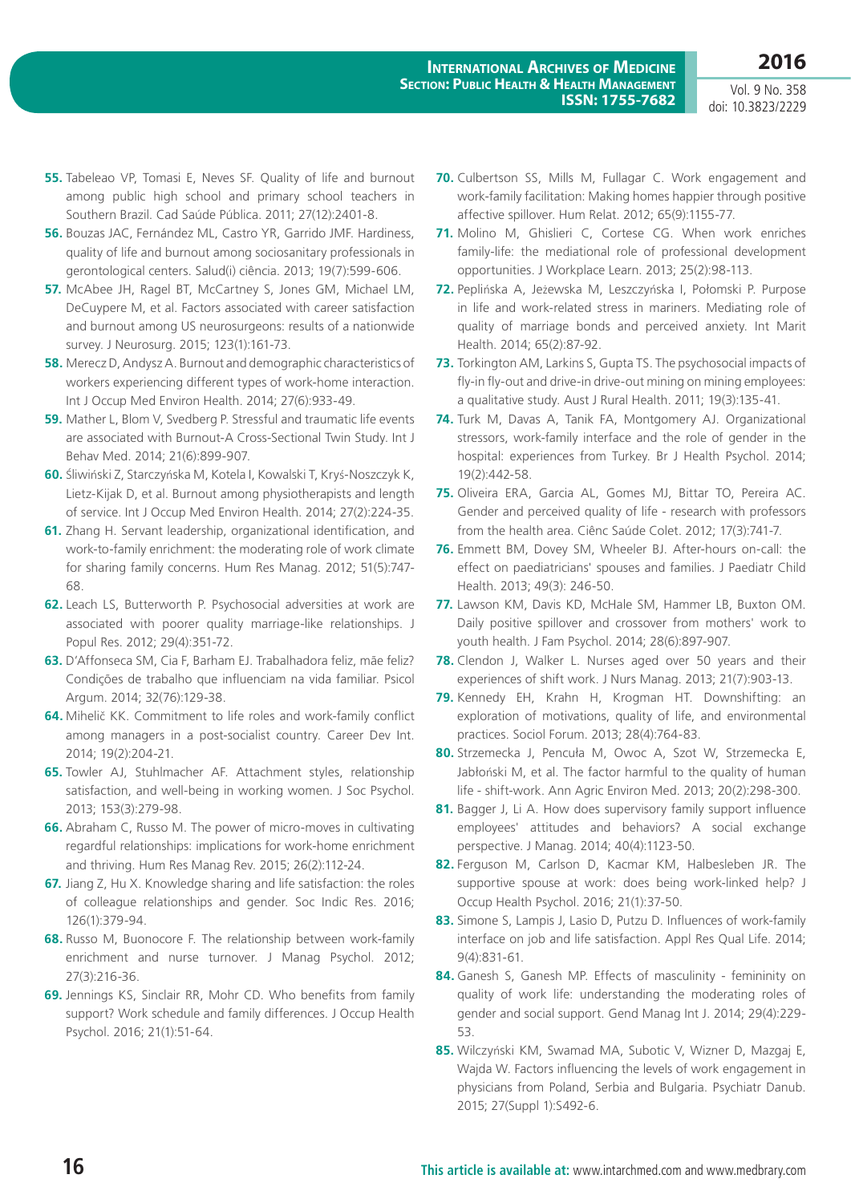55. Tabeleao VP, Tomasi E, Neves SF. Quality of life and burnout among public high school and primary school teachers in Southern Brazil. Cad Saúde Pública. 2011; 27(12):2401-8.
56. Bouzas JAC, Fernández ML, Castro YR, Garrido JMF. Hardiness, quality of life and burnout among sociosanitary professionals in gerontological centers. Salud(i) ciência. 2013; 19(7):599-606.
57. McAbee JH, Ragel BT, McCartney S, Jones GM, Michael LM, DeCuypere M, et al. Factors associated with career satisfaction and burnout among US neurosurgeons: results of a nationwide survey. J Neurosurg. 2015; 123(1):161-73.
58. Merecz D, Andysz A. Burnout and demographic characteristics of workers experiencing different types of work-home interaction. Int J Occup Med Environ Health. 2014; 27(6):933-49.
59. Mather L, Blom V, Svedberg P. Stressful and traumatic life events are associated with Burnout-A Cross-Sectional Twin Study. Int J Behav Med. 2014; 21(6):899-907.
60. Śliwiński Z, Starczyńska M, Kotela I, Kowalski T, Kryś-Noszczyk K, Lietz-Kijak D, et al. Burnout among physiotherapists and length of service. Int J Occup Med Environ Health. 2014; 27(2):224-35.
61. Zhang H. Servant leadership, organizational identification, and work-to-family enrichment: the moderating role of work climate for sharing family concerns. Hum Res Manag. 2012; 51(5):747-68.
62. Leach LS, Butterworth P. Psychosocial adversities at work are associated with poorer quality marriage-like relationships. J Popul Res. 2012; 29(4):351-72.
63. D'Affonseca SM, Cia F, Barham EJ. Trabalhadora feliz, mãe feliz? Condições de trabalho que influenciam na vida familiar. Psicol Argum. 2014; 32(76):129-38.
64. Mihelič KK. Commitment to life roles and work-family conflict among managers in a post-socialist country. Career Dev Int. 2014; 19(2):204-21.
65. Towler AJ, Stuhlmacher AF. Attachment styles, relationship satisfaction, and well-being in working women. J Soc Psychol. 2013; 153(3):279-98.
66. Abraham C, Russo M. The power of micro-moves in cultivating regardful relationships: implications for work-home enrichment and thriving. Hum Res Manag Rev. 2015; 26(2):112-24.
67. Jiang Z, Hu X. Knowledge sharing and life satisfaction: the roles of colleague relationships and gender. Soc Indic Res. 2016; 126(1):379-94.
68. Russo M, Buonocore F. The relationship between work-family enrichment and nurse turnover. J Manag Psychol. 2012; 27(3):216-36.
69. Jennings KS, Sinclair RR, Mohr CD. Who benefits from family support? Work schedule and family differences. J Occup Health Psychol. 2016; 21(1):51-64.
70. Culbertson SS, Mills M, Fullagar C. Work engagement and work-family facilitation: Making homes happier through positive affective spillover. Hum Relat. 2012; 65(9):1155-77.
71. Molino M, Ghislieri C, Cortese CG. When work enriches family-life: the mediational role of professional development opportunities. J Workplace Learn. 2013; 25(2):98-113.
72. Peplińska A, Jeżewska M, Leszczyńska I, Połomski P. Purpose in life and work-related stress in mariners. Mediating role of quality of marriage bonds and perceived anxiety. Int Marit Health. 2014; 65(2):87-92.
73. Torkington AM, Larkins S, Gupta TS. The psychosocial impacts of fly-in fly-out and drive-in drive-out mining on mining employees: a qualitative study. Aust J Rural Health. 2011; 19(3):135-41.
74. Turk M, Davas A, Tanik FA, Montgomery AJ. Organizational stressors, work-family interface and the role of gender in the hospital: experiences from Turkey. Br J Health Psychol. 2014; 19(2):442-58.
75. Oliveira ERA, Garcia AL, Gomes MJ, Bittar TO, Pereira AC. Gender and perceived quality of life - research with professors from the health area. Ciênc Saúde Colet. 2012; 17(3):741-7.
76. Emmett BM, Dovey SM, Wheeler BJ. After-hours on-call: the effect on paediatricians' spouses and families. J Paediatr Child Health. 2013; 49(3): 246-50.
77. Lawson KM, Davis KD, McHale SM, Hammer LB, Buxton OM. Daily positive spillover and crossover from mothers' work to youth health. J Fam Psychol. 2014; 28(6):897-907.
78. Clendon J, Walker L. Nurses aged over 50 years and their experiences of shift work. J Nurs Manag. 2013; 21(7):903-13.
79. Kennedy EH, Krahn H, Krogman HT. Downshifting: an exploration of motivations, quality of life, and environmental practices. Sociol Forum. 2013; 28(4):764-83.
80. Strzemecka J, Pencuła M, Owoc A, Szot W, Strzemecka E, Jabłoński M, et al. The factor harmful to the quality of human life - shift-work. Ann Agric Environ Med. 2013; 20(2):298-300.
81. Bagger J, Li A. How does supervisory family support influence employees' attitudes and behaviors? A social exchange perspective. J Manag. 2014; 40(4):1123-50.
82. Ferguson M, Carlson D, Kacmar KM, Halbesleben JR. The supportive spouse at work: does being work-linked help? J Occup Health Psychol. 2016; 21(1):37-50.
83. Simone S, Lampis J, Lasio D, Putzu D. Influences of work-family interface on job and life satisfaction. Appl Res Qual Life. 2014; 9(4):831-61.
84. Ganesh S, Ganesh MP. Effects of masculinity - femininity on quality of work life: understanding the moderating roles of gender and social support. Gend Manag Int J. 2014; 29(4):229-53.
85. Wilczyński KM, Swamad MA, Subotic V, Wizner D, Mazgaj E, Wajda W. Factors influencing the levels of work engagement in physicians from Poland, Serbia and Bulgaria. Psychiatr Danub. 2015; 27(Suppl 1):S492-6.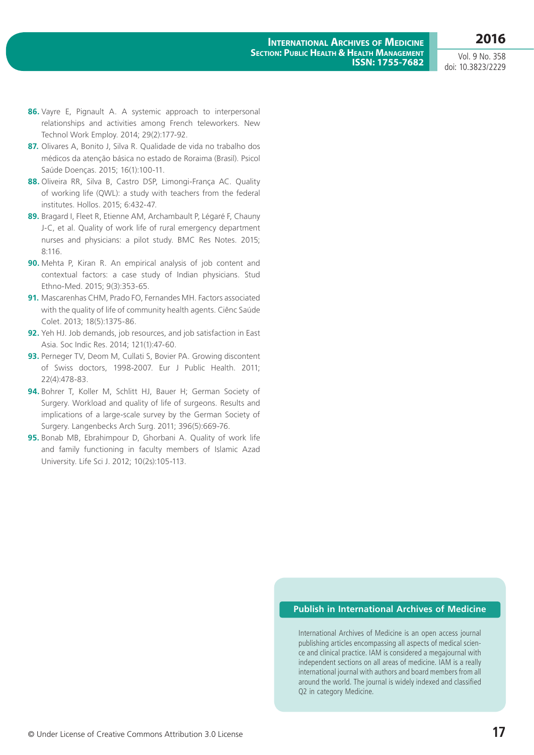86. Vayre E, Pignault A. A systemic approach to interpersonal relationships and activities among French teleworkers. New Technol Work Employ. 2014; 29(2):177-92.
87. Olivares A, Bonito J, Silva R. Qualidade de vida no trabalho dos médicos da atenção básica no estado de Roraima (Brasil). Psicol Saúde Doenças. 2015; 16(1):100-11.
88. Oliveira RR, Silva B, Castro DSP, Limongi-França AC. Quality of working life (QWL): a study with teachers from the federal institutes. Hollos. 2015; 6:432-47.
89. Bragard I, Fleet R, Etienne AM, Archambault P, Légaré F, Chauny J-C, et al. Quality of work life of rural emergency department nurses and physicians: a pilot study. BMC Res Notes. 2015; 8:116.
90. Mehta P, Kiran R. An empirical analysis of job content and contextual factors: a case study of Indian physicians. Stud Ethno-Med. 2015; 9(3):353-65.
91. Mascarenhas CHM, Prado FO, Fernandes MH. Factors associated with the quality of life of community health agents. Ciênc Saúde Colet. 2013; 18(5):1375-86.
92. Yeh HJ. Job demands, job resources, and job satisfaction in East Asia. Soc Indic Res. 2014; 121(1):47-60.
93. Perneger TV, Deom M, Cullati S, Bovier PA. Growing discontent of Swiss doctors, 1998-2007. Eur J Public Health. 2011; 22(4):478-83.
94. Bohrer T, Koller M, Schlitt HJ, Bauer H; German Society of Surgery. Workload and quality of life of surgeons. Results and implications of a large-scale survey by the German Society of Surgery. Langenbecks Arch Surg. 2011; 396(5):669-76.
95. Bonab MB, Ebrahimpour D, Ghorbani A. Quality of work life and family functioning in faculty members of Islamic Azad University. Life Sci J. 2012; 10(2s):105-113.

**Publish in International Archives of Medicine**

International Archives of Medicine is an open access journal publishing articles encompassing all aspects of medical science and clinical practice. IAM is considered a megajournal with independent sections on all areas of medicine. IAM is a really international journal with authors and board members from all around the world. The journal is widely indexed and classified Q2 in category Medicine.

© Under License of Creative Commons Attribution 3.0 License